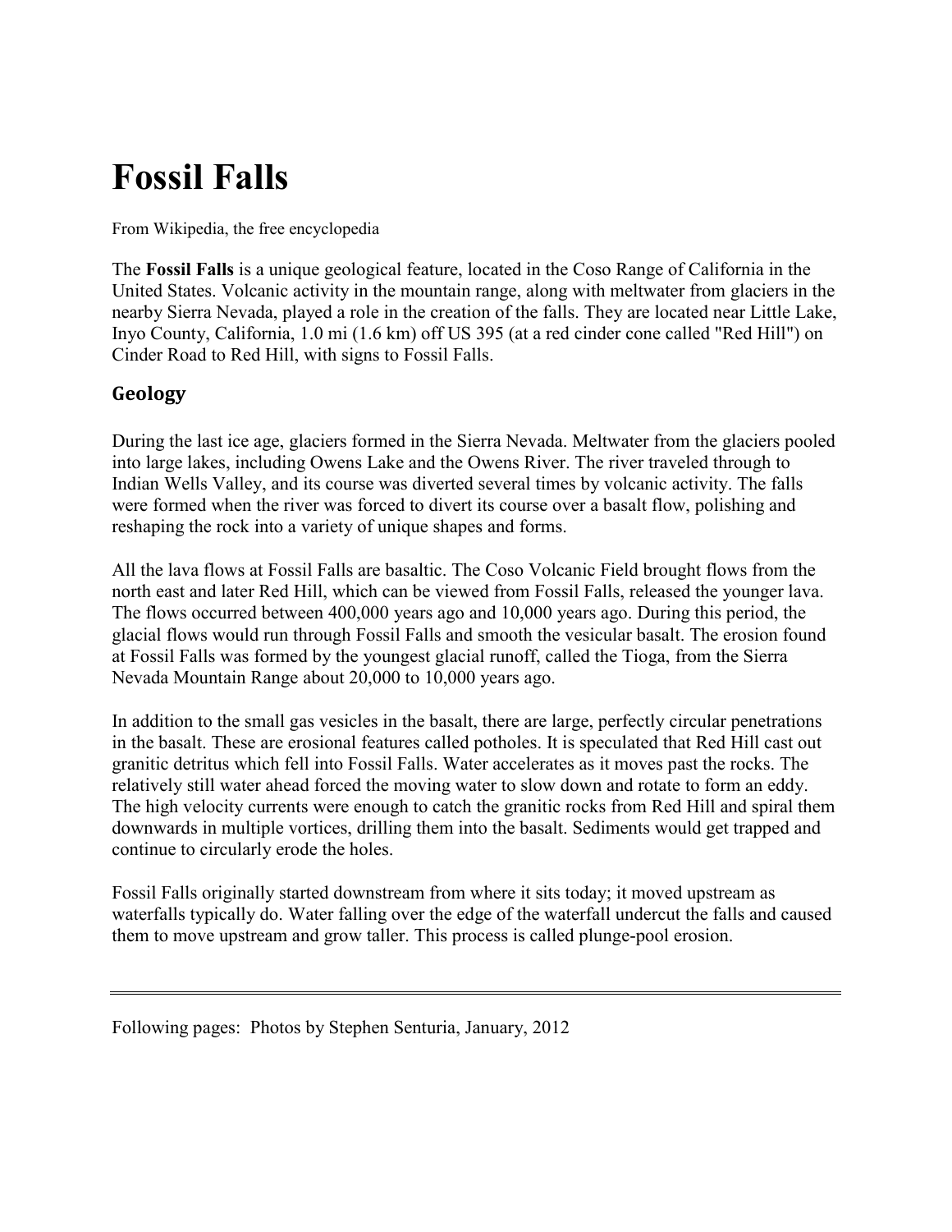# Fossil Falls

From Wikipedia, the free encyclopedia

The **Fossil Falls** is a unique geological feature, located in the Coso Range of California in the United States. Volcanic activity in the mountain range, along with meltwater from glaciers in the nearby Sierra Nevada, played a role in the creation of the falls. They are located near Little Lake, Inyo County, California, 1.0 mi (1.6 km) off US 395 (at a red cinder cone called "Red Hill") on Cinder Road to Red Hill, with signs to Fossil Falls.

## Geology

During the last ice age, glaciers formed in the Sierra Nevada. Meltwater from the glaciers pooled into large lakes, including Owens Lake and the Owens River. The river traveled through to Indian Wells Valley, and its course was diverted several times by volcanic activity. The falls were formed when the river was forced to divert its course over a basalt flow, polishing and reshaping the rock into a variety of unique shapes and forms.

All the lava flows at Fossil Falls are basaltic. The Coso Volcanic Field brought flows from the north east and later Red Hill, which can be viewed from Fossil Falls, released the younger lava. The flows occurred between 400,000 years ago and 10,000 years ago. During this period, the glacial flows would run through Fossil Falls and smooth the vesicular basalt. The erosion found at Fossil Falls was formed by the youngest glacial runoff, called the Tioga, from the Sierra Nevada Mountain Range about 20,000 to 10,000 years ago.

In addition to the small gas vesicles in the basalt, there are large, perfectly circular penetrations in the basalt. These are erosional features called potholes. It is speculated that Red Hill cast out granitic detritus which fell into Fossil Falls. Water accelerates as it moves past the rocks. The relatively still water ahead forced the moving water to slow down and rotate to form an eddy. The high velocity currents were enough to catch the granitic rocks from Red Hill and spiral them downwards in multiple vortices, drilling them into the basalt. Sediments would get trapped and continue to circularly erode the holes.

Fossil Falls originally started downstream from where it sits today; it moved upstream as waterfalls typically do. Water falling over the edge of the waterfall undercut the falls and caused them to move upstream and grow taller. This process is called plunge-pool erosion.

---

Following pages: Photos by Stephen Senturia, January, 2012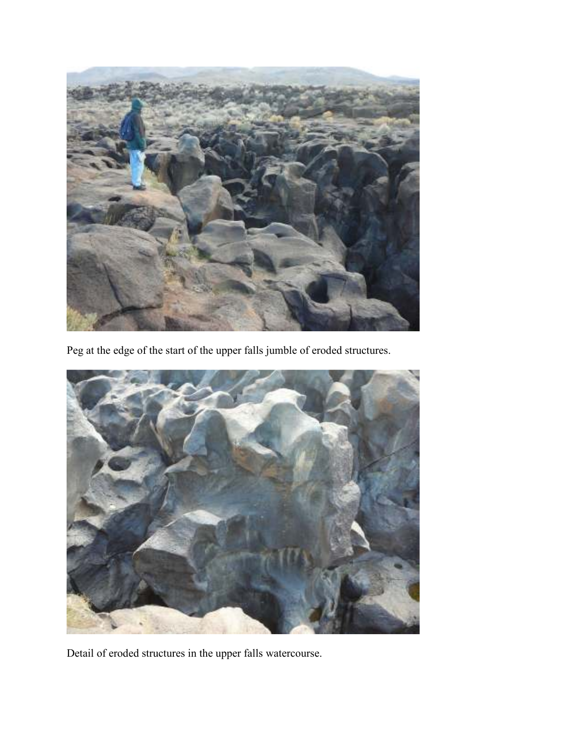Peg at the edge of the start of the upper falls jumble of eroded structures.

Detail of eroded structures in the upper falls watercourse.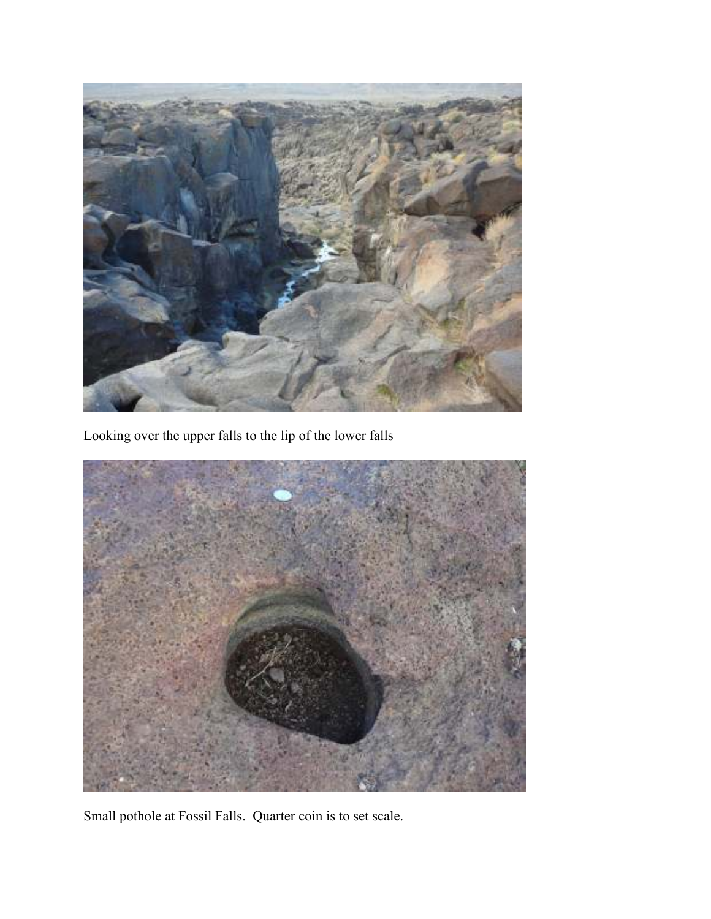Looking over the upper falls to the lip of the lower falls

Small pothole at Fossil Falls.  Quarter coin is to set scale.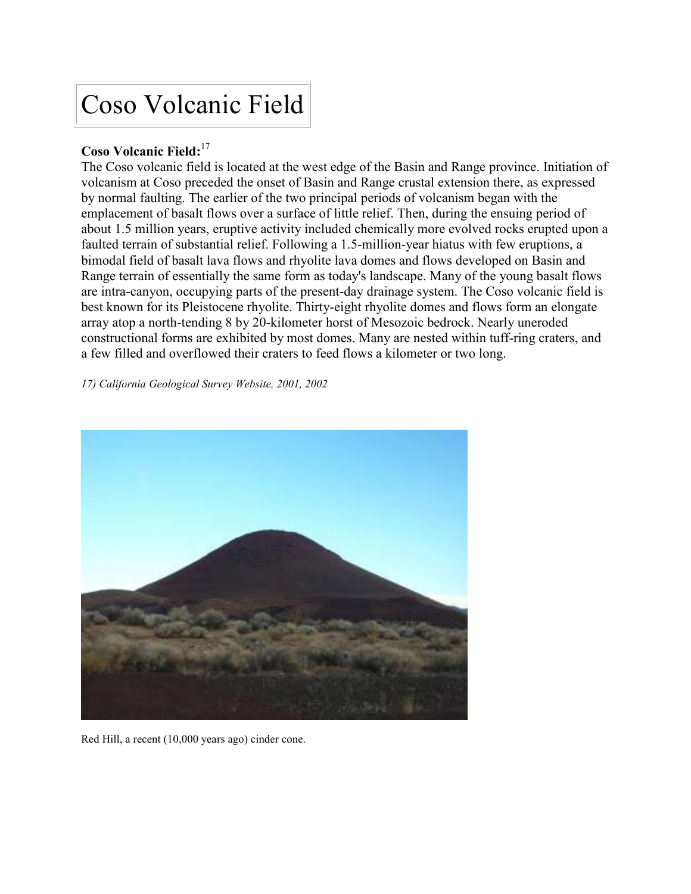# Coso Volcanic Field

**Coso Volcanic Field:**[17]
The Coso volcanic field is located at the west edge of the Basin and Range province. Initiation of volcanism at Coso preceded the onset of Basin and Range crustal extension there, as expressed by normal faulting. The earlier of the two principal periods of volcanism began with the emplacement of basalt flows over a surface of little relief. Then, during the ensuing period of about 1.5 million years, eruptive activity included chemically more evolved rocks erupted upon a faulted terrain of substantial relief. Following a 1.5-million-year hiatus with few eruptions, a bimodal field of basalt lava flows and rhyolite lava domes and flows developed on Basin and Range terrain of essentially the same form as today's landscape. Many of the young basalt flows are intra-canyon, occupying parts of the present-day drainage system. The Coso volcanic field is best known for its Pleistocene rhyolite. Thirty-eight rhyolite domes and flows form an elongate array atop a north-tending 8 by 20-kilometer horst of Mesozoic bedrock. Nearly uneroded constructional forms are exhibited by most domes. Many are nested within tuff-ring craters, and a few filled and overflowed their craters to feed flows a kilometer or two long.

*17) California Geological Survey Website, 2001, 2002*

Red Hill, a recent (10,000 years ago) cinder cone.